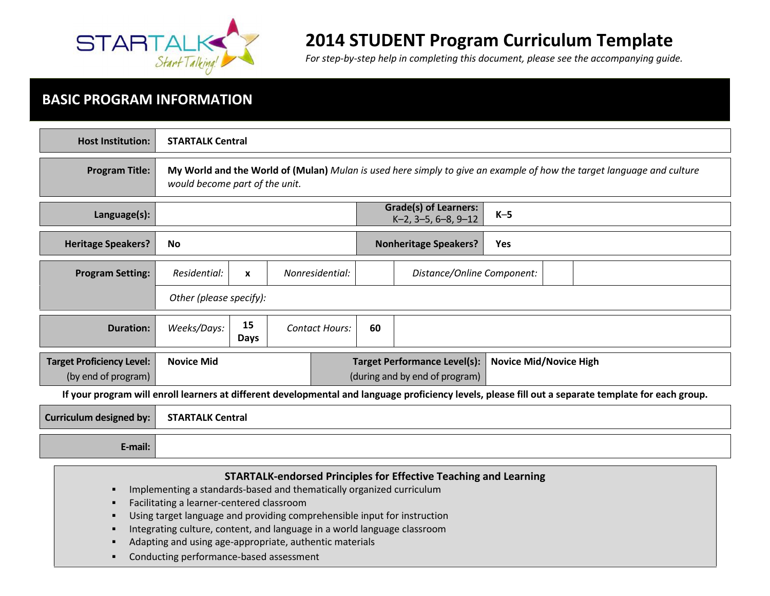# 2014 STUDENT Program Curriculum Template

*For step-by-step help in completing this document, please see the accompanying guide.*

## BASIC PROGRAM INFORMATION

| | |
|---|---|
| **Host Institution:** | **STARTALK Central** |
| **Program Title:** | **My World and the World of (Mulan)** *Mulan is used here simply to give an example of how the target language and culture would become part of the unit.* |

| | | | |
|---|---|---|---|
| **Language(s):** | | **Grade(s) of Learners:** K–2, 3–5, 6–8, 9–12 | **K–5** |
| **Heritage Speakers?** | **No** | **Nonheritage Speakers?** | **Yes** |

| | | | | | | |
|---|---|---|---|---|---|---|
| **Program Setting:** | *Residential:* | **x** | *Nonresidential:* | | *Distance/Online Component:* | |
| | *Other (please specify):* | | | | | |
| **Duration:** | *Weeks/Days:* | **15 Days** | *Contact Hours:* | **60** | | |

| | | | |
|---|---|---|---|
| **Target Proficiency Level:** (by end of program) | **Novice Mid** | **Target Performance Level(s):** (during and by end of program) | **Novice Mid/Novice High** |

**If your program will enroll learners at different developmental and language proficiency levels, please fill out a separate template for each group.**

| | |
|---|---|
| **Curriculum designed by:** | **STARTALK Central** |
| **E-mail:** | |

### STARTALK-endorsed Principles for Effective Teaching and Learning

- Implementing a standards-based and thematically organized curriculum
- Facilitating a learner-centered classroom
- Using target language and providing comprehensible input for instruction
- Integrating culture, content, and language in a world language classroom
- Adapting and using age-appropriate, authentic materials
- Conducting performance-based assessment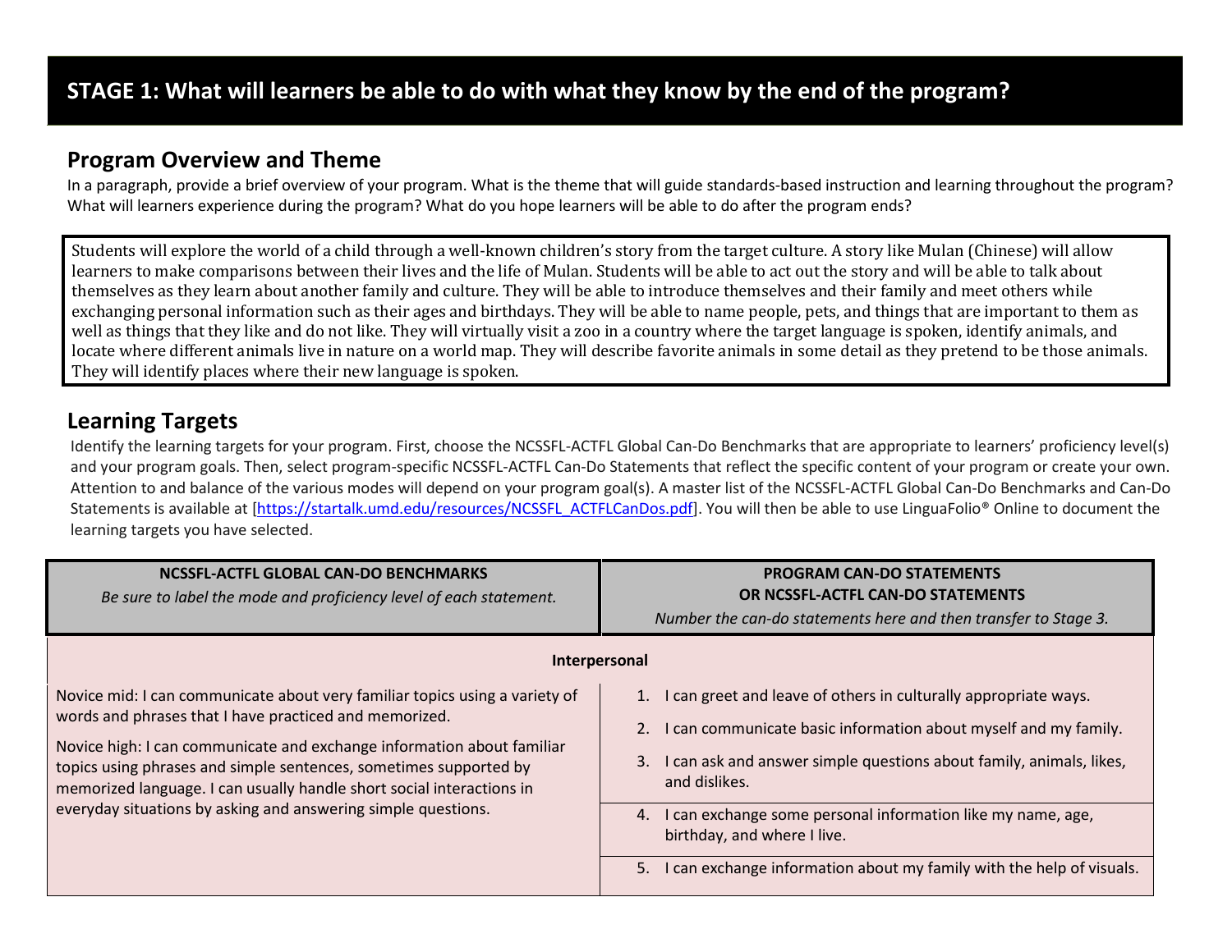# STAGE 1: What will learners be able to do with what they know by the end of the program?

## Program Overview and Theme

In a paragraph, provide a brief overview of your program. What is the theme that will guide standards-based instruction and learning throughout the program? What will learners experience during the program? What do you hope learners will be able to do after the program ends?

Students will explore the world of a child through a well-known children's story from the target culture. A story like Mulan (Chinese) will allow learners to make comparisons between their lives and the life of Mulan. Students will be able to act out the story and will be able to talk about themselves as they learn about another family and culture. They will be able to introduce themselves and their family and meet others while exchanging personal information such as their ages and birthdays. They will be able to name people, pets, and things that are important to them as well as things that they like and do not like. They will virtually visit a zoo in a country where the target language is spoken, identify animals, and locate where different animals live in nature on a world map. They will describe favorite animals in some detail as they pretend to be those animals. They will identify places where their new language is spoken.

## Learning Targets

Identify the learning targets for your program. First, choose the NCSSFL-ACTFL Global Can-Do Benchmarks that are appropriate to learners' proficiency level(s) and your program goals. Then, select program-specific NCSSFL-ACTFL Can-Do Statements that reflect the specific content of your program or create your own. Attention to and balance of the various modes will depend on your program goal(s). A master list of the NCSSFL-ACTFL Global Can-Do Benchmarks and Can-Do Statements is available at [https://startalk.umd.edu/resources/NCSSFL_ACTFLCanDos.pdf]. You will then be able to use LinguaFolio® Online to document the learning targets you have selected.

| **NCSSFL-ACTFL GLOBAL CAN-DO BENCHMARKS**<br>*Be sure to label the mode and proficiency level of each statement.* | **PROGRAM CAN-DO STATEMENTS OR NCSSFL-ACTFL CAN-DO STATEMENTS**<br>*Number the can-do statements here and then transfer to Stage 3.* |
|---|---|
| **Interpersonal** | |
| Novice mid: I can communicate about very familiar topics using a variety of words and phrases that I have practiced and memorized.<br><br>Novice high: I can communicate and exchange information about familiar topics using phrases and simple sentences, sometimes supported by memorized language. I can usually handle short social interactions in everyday situations by asking and answering simple questions. | 1. I can greet and leave of others in culturally appropriate ways.<br>2. I can communicate basic information about myself and my family.<br>3. I can ask and answer simple questions about family, animals, likes, and dislikes. |
| | 4. I can exchange some personal information like my name, age, birthday, and where I live. |
| | 5. I can exchange information about my family with the help of visuals. |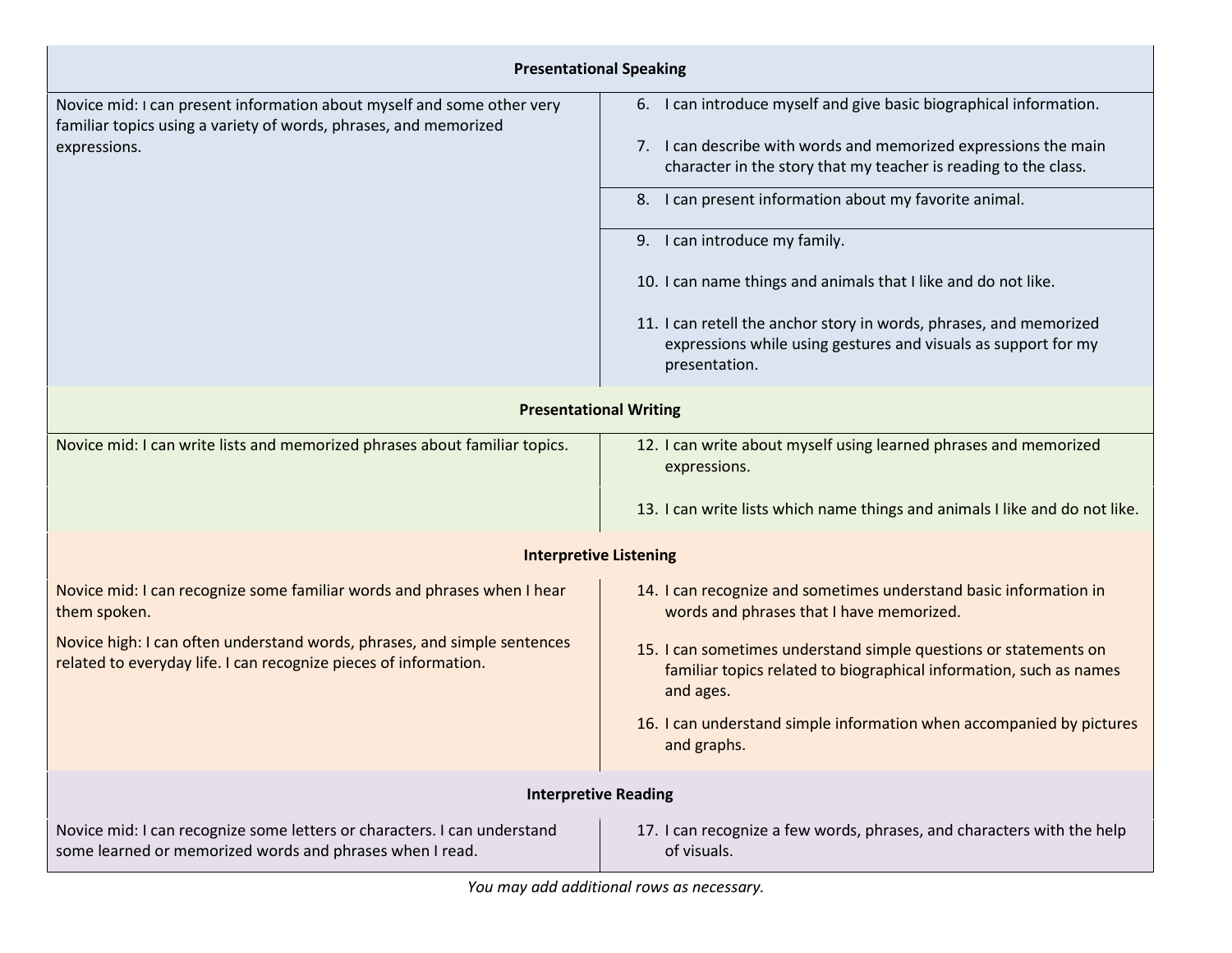| Presentational Speaking | |
|---|---|
| Novice mid: I can present information about myself and some other very familiar topics using a variety of words, phrases, and memorized expressions. | 6. I can introduce myself and give basic biographical information.<br><br>7. I can describe with words and memorized expressions the main character in the story that my teacher is reading to the class. |
| | 8. I can present information about my favorite animal. |
| | 9. I can introduce my family.<br><br>10. I can name things and animals that I like and do not like.<br><br>11. I can retell the anchor story in words, phrases, and memorized expressions while using gestures and visuals as support for my presentation. |
| **Presentational Writing** | |
| Novice mid: I can write lists and memorized phrases about familiar topics. | 12. I can write about myself using learned phrases and memorized expressions. |
| | 13. I can write lists which name things and animals I like and do not like. |
| **Interpretive Listening** | |
| Novice mid: I can recognize some familiar words and phrases when I hear them spoken.<br><br>Novice high: I can often understand words, phrases, and simple sentences related to everyday life. I can recognize pieces of information. | 14. I can recognize and sometimes understand basic information in words and phrases that I have memorized.<br><br>15. I can sometimes understand simple questions or statements on familiar topics related to biographical information, such as names and ages.<br><br>16. I can understand simple information when accompanied by pictures and graphs. |
| **Interpretive Reading** | |
| Novice mid: I can recognize some letters or characters. I can understand some learned or memorized words and phrases when I read. | 17. I can recognize a few words, phrases, and characters with the help of visuals. |

*You may add additional rows as necessary.*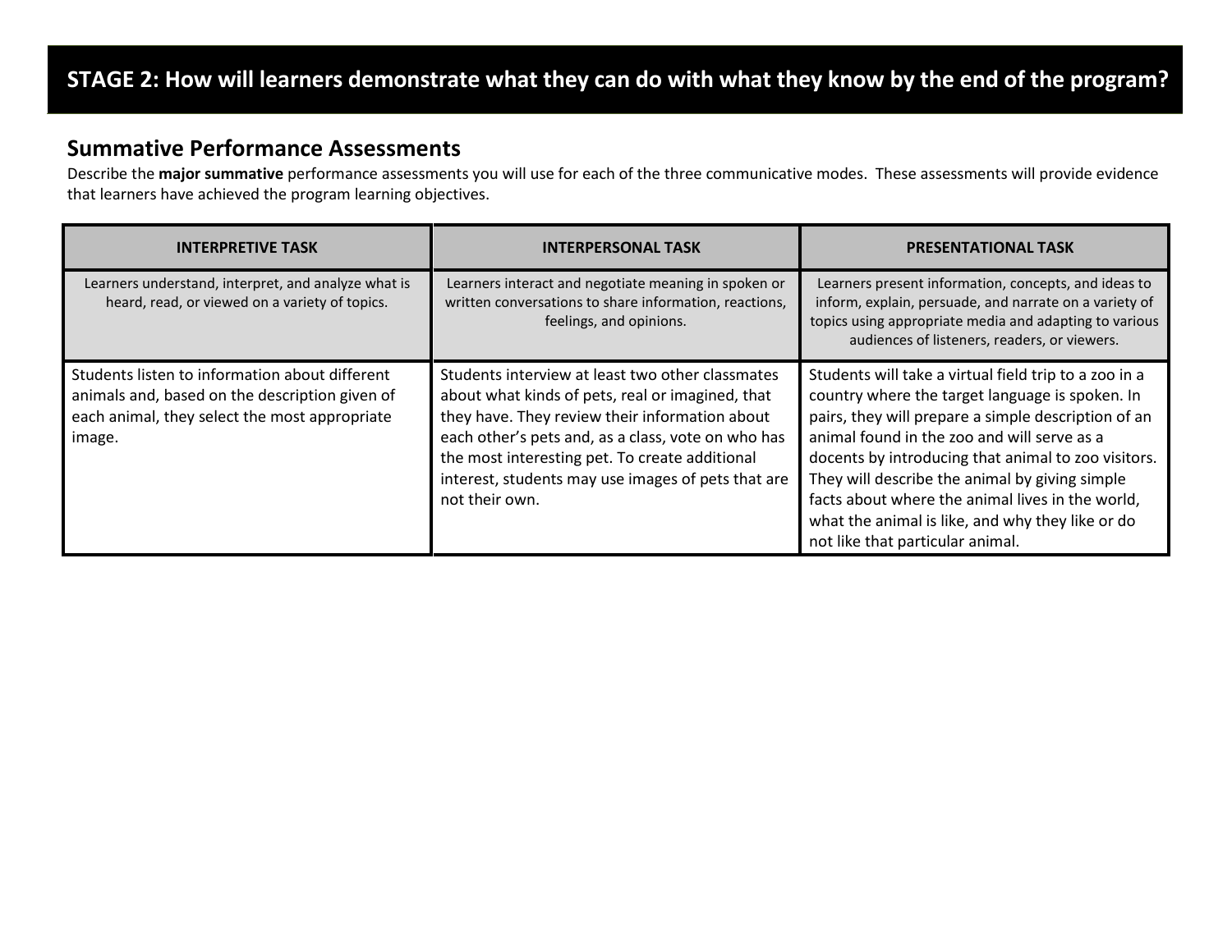# STAGE 2: How will learners demonstrate what they can do with what they know by the end of the program?

## Summative Performance Assessments

Describe the **major summative** performance assessments you will use for each of the three communicative modes. These assessments will provide evidence that learners have achieved the program learning objectives.

| INTERPRETIVE TASK | INTERPERSONAL TASK | PRESENTATIONAL TASK |
|---|---|---|
| Learners understand, interpret, and analyze what is heard, read, or viewed on a variety of topics. | Learners interact and negotiate meaning in spoken or written conversations to share information, reactions, feelings, and opinions. | Learners present information, concepts, and ideas to inform, explain, persuade, and narrate on a variety of topics using appropriate media and adapting to various audiences of listeners, readers, or viewers. |
| Students listen to information about different animals and, based on the description given of each animal, they select the most appropriate image. | Students interview at least two other classmates about what kinds of pets, real or imagined, that they have. They review their information about each other's pets and, as a class, vote on who has the most interesting pet. To create additional interest, students may use images of pets that are not their own. | Students will take a virtual field trip to a zoo in a country where the target language is spoken. In pairs, they will prepare a simple description of an animal found in the zoo and will serve as a docents by introducing that animal to zoo visitors. They will describe the animal by giving simple facts about where the animal lives in the world, what the animal is like, and why they like or do not like that particular animal. |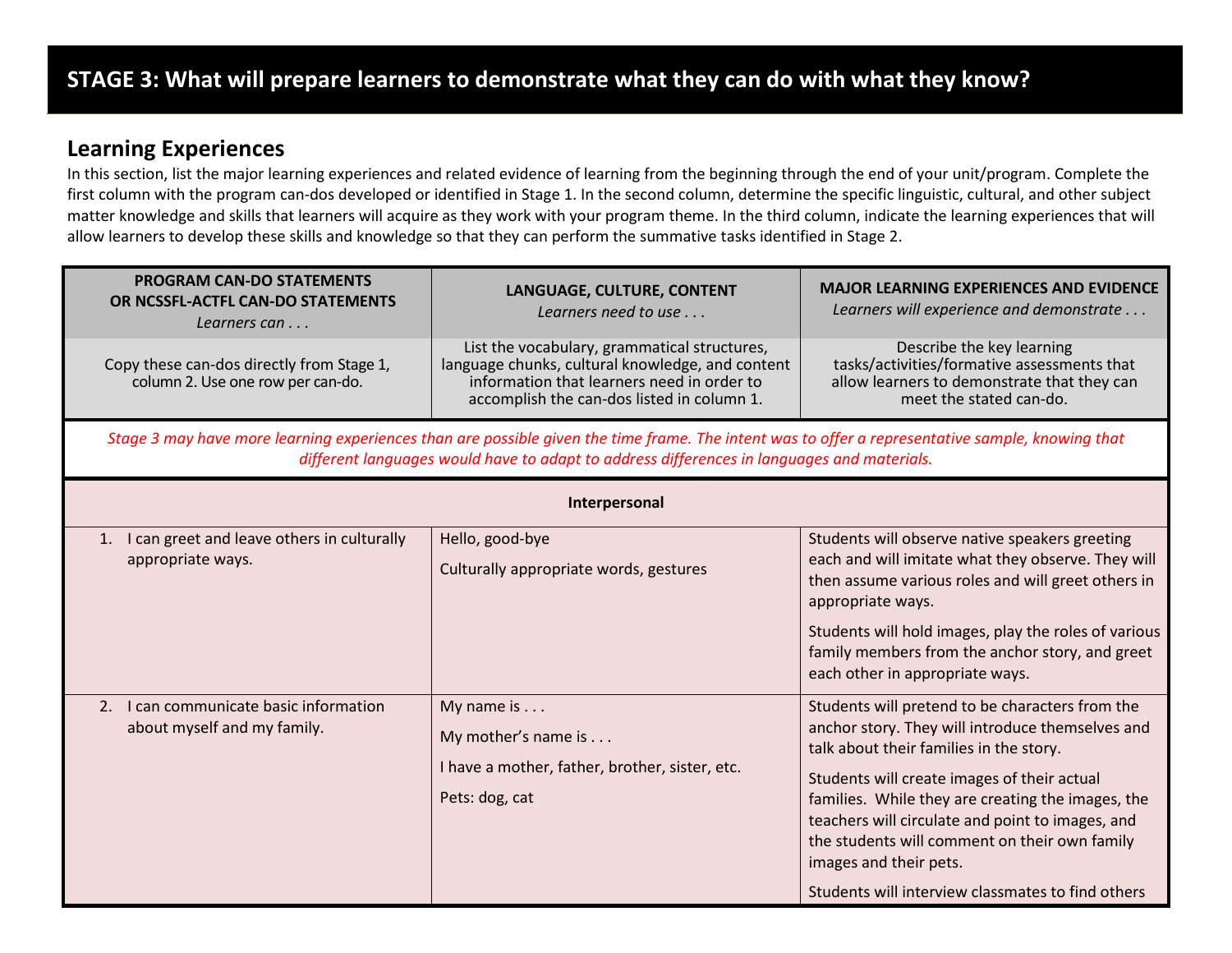# STAGE 3: What will prepare learners to demonstrate what they can do with what they know?

## Learning Experiences

In this section, list the major learning experiences and related evidence of learning from the beginning through the end of your unit/program. Complete the first column with the program can-dos developed or identified in Stage 1. In the second column, determine the specific linguistic, cultural, and other subject matter knowledge and skills that learners will acquire as they work with your program theme. In the third column, indicate the learning experiences that will allow learners to develop these skills and knowledge so that they can perform the summative tasks identified in Stage 2.

| **PROGRAM CAN-DO STATEMENTS OR NCSSFL-ACTFL CAN-DO STATEMENTS** *Learners can . . .* | **LANGUAGE, CULTURE, CONTENT** *Learners need to use . . .* | **MAJOR LEARNING EXPERIENCES AND EVIDENCE** *Learners will experience and demonstrate . . .* |
|---|---|---|
| Copy these can-dos directly from Stage 1, column 2. Use one row per can-do. | List the vocabulary, grammatical structures, language chunks, cultural knowledge, and content information that learners need in order to accomplish the can-dos listed in column 1. | Describe the key learning tasks/activities/formative assessments that allow learners to demonstrate that they can meet the stated can-do. |
| *Stage 3 may have more learning experiences than are possible given the time frame. The intent was to offer a representative sample, knowing that different languages would have to adapt to address differences in languages and materials.* | | |
| **Interpersonal** | | |
| 1. I can greet and leave others in culturally appropriate ways. | Hello, good-bye<br><br>Culturally appropriate words, gestures | Students will observe native speakers greeting each and will imitate what they observe. They will then assume various roles and will greet others in appropriate ways.<br><br>Students will hold images, play the roles of various family members from the anchor story, and greet each other in appropriate ways. |
| 2. I can communicate basic information about myself and my family. | My name is . . .<br><br>My mother's name is . . .<br><br>I have a mother, father, brother, sister, etc.<br><br>Pets: dog, cat | Students will pretend to be characters from the anchor story. They will introduce themselves and talk about their families in the story.<br><br>Students will create images of their actual families. While they are creating the images, the teachers will circulate and point to images, and the students will comment on their own family images and their pets.<br><br>Students will interview classmates to find others |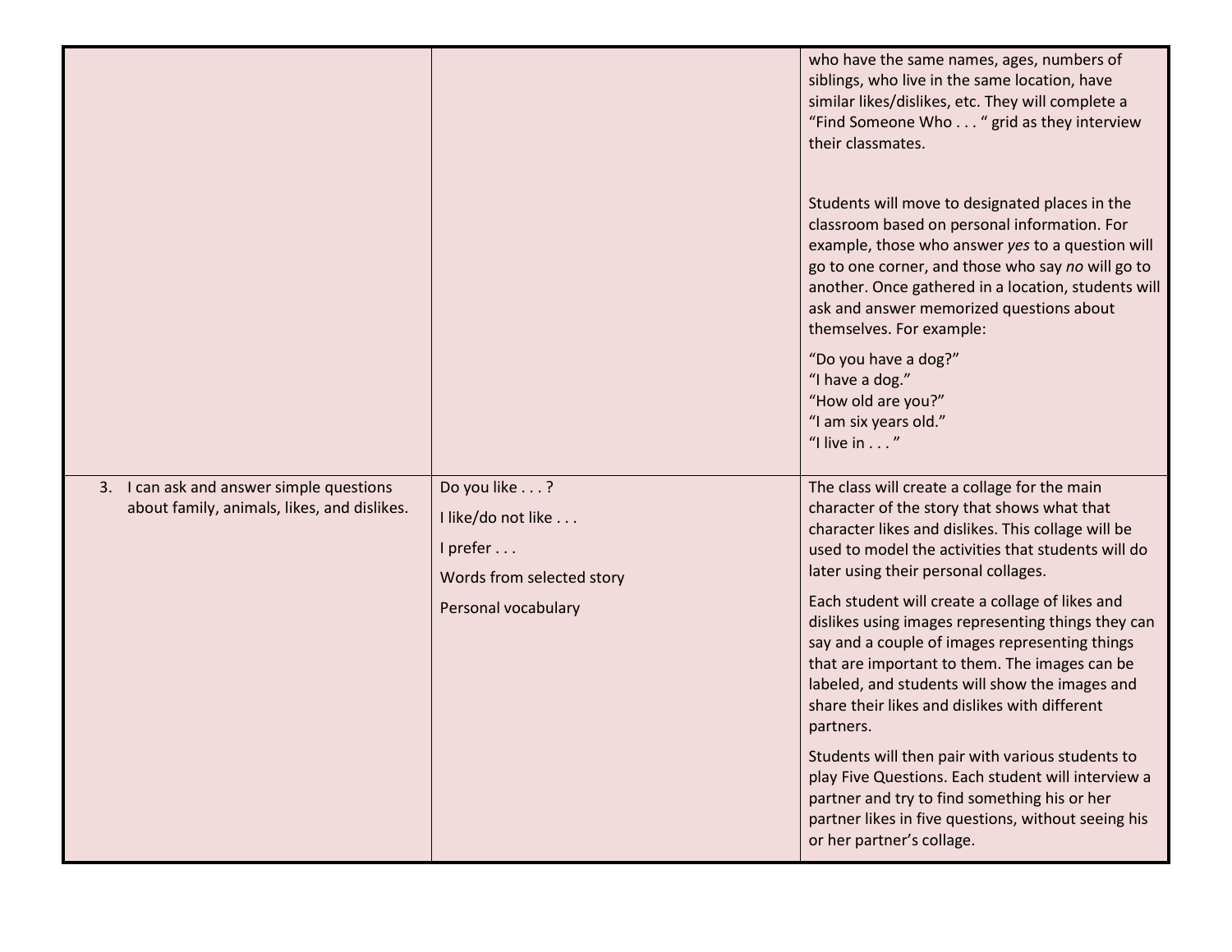| | | |
|---|---|---|
| | | who have the same names, ages, numbers of siblings, who live in the same location, have similar likes/dislikes, etc. They will complete a "Find Someone Who . . . " grid as they interview their classmates.<br><br>Students will move to designated places in the classroom based on personal information. For example, those who answer *yes* to a question will go to one corner, and those who say *no* will go to another. Once gathered in a location, students will ask and answer memorized questions about themselves. For example:<br><br>"Do you have a dog?"<br>"I have a dog."<br>"How old are you?"<br>"I am six years old."<br>"I live in . . . " |
| 3. I can ask and answer simple questions about family, animals, likes, and dislikes. | Do you like . . . ?<br><br>I like/do not like . . .<br><br>I prefer . . .<br><br>Words from selected story<br><br>Personal vocabulary | The class will create a collage for the main character of the story that shows what that character likes and dislikes. This collage will be used to model the activities that students will do later using their personal collages.<br><br>Each student will create a collage of likes and dislikes using images representing things they can say and a couple of images representing things that are important to them. The images can be labeled, and students will show the images and share their likes and dislikes with different partners.<br><br>Students will then pair with various students to play Five Questions. Each student will interview a partner and try to find something his or her partner likes in five questions, without seeing his or her partner's collage. |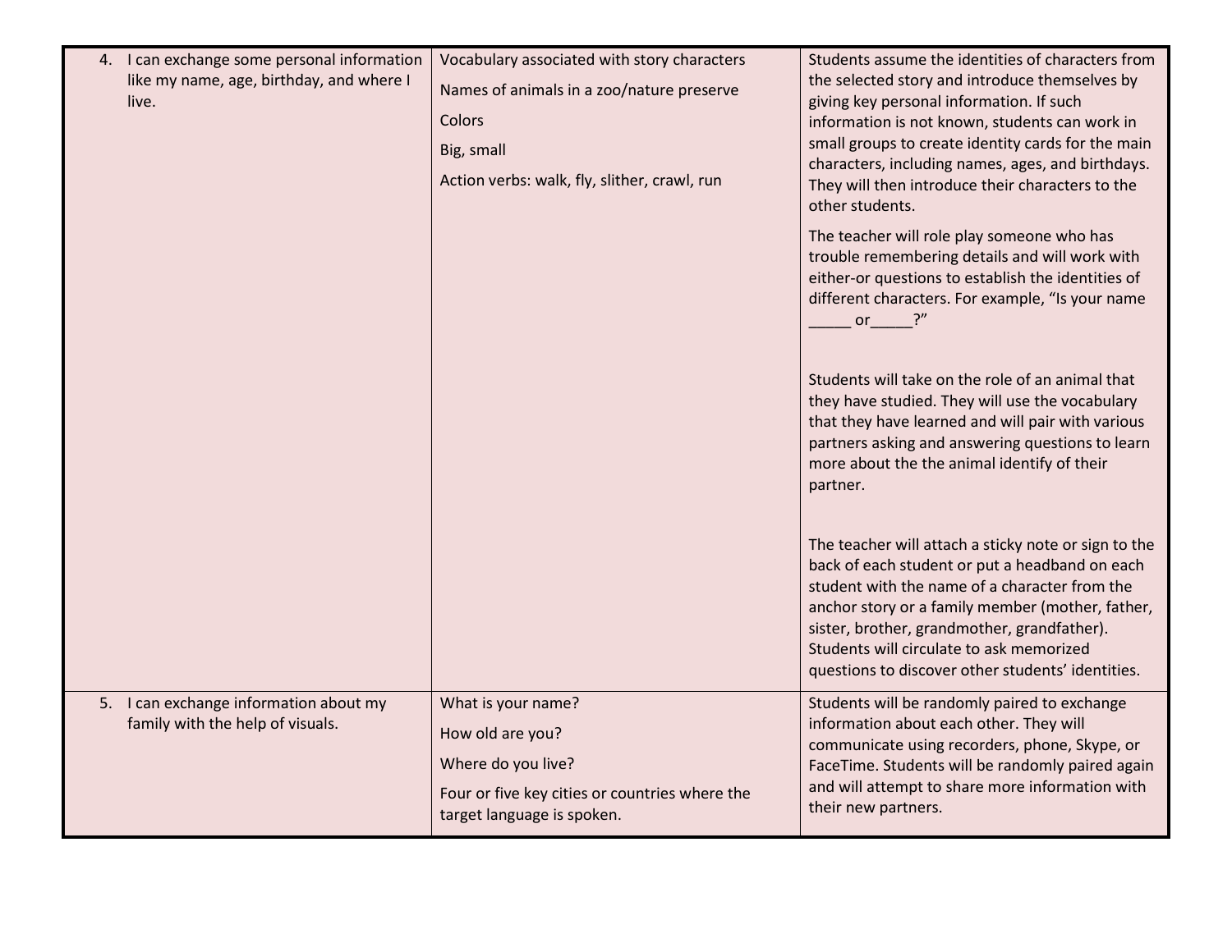| | | |
|---|---|---|
| 4. I can exchange some personal information like my name, age, birthday, and where I live. | Vocabulary associated with story characters<br><br>Names of animals in a zoo/nature preserve<br><br>Colors<br><br>Big, small<br><br>Action verbs: walk, fly, slither, crawl, run | Students assume the identities of characters from the selected story and introduce themselves by giving key personal information. If such information is not known, students can work in small groups to create identity cards for the main characters, including names, ages, and birthdays. They will then introduce their characters to the other students.<br><br>The teacher will role play someone who has trouble remembering details and will work with either-or questions to establish the identities of different characters. For example, "Is your name _____ or_____?"<br><br>Students will take on the role of an animal that they have studied. They will use the vocabulary that they have learned and will pair with various partners asking and answering questions to learn more about the the animal identify of their partner.<br><br>The teacher will attach a sticky note or sign to the back of each student or put a headband on each student with the name of a character from the anchor story or a family member (mother, father, sister, brother, grandmother, grandfather). Students will circulate to ask memorized questions to discover other students' identities. |
| 5. I can exchange information about my family with the help of visuals. | What is your name?<br><br>How old are you?<br><br>Where do you live?<br><br>Four or five key cities or countries where the target language is spoken. | Students will be randomly paired to exchange information about each other. They will communicate using recorders, phone, Skype, or FaceTime. Students will be randomly paired again and will attempt to share more information with their new partners. |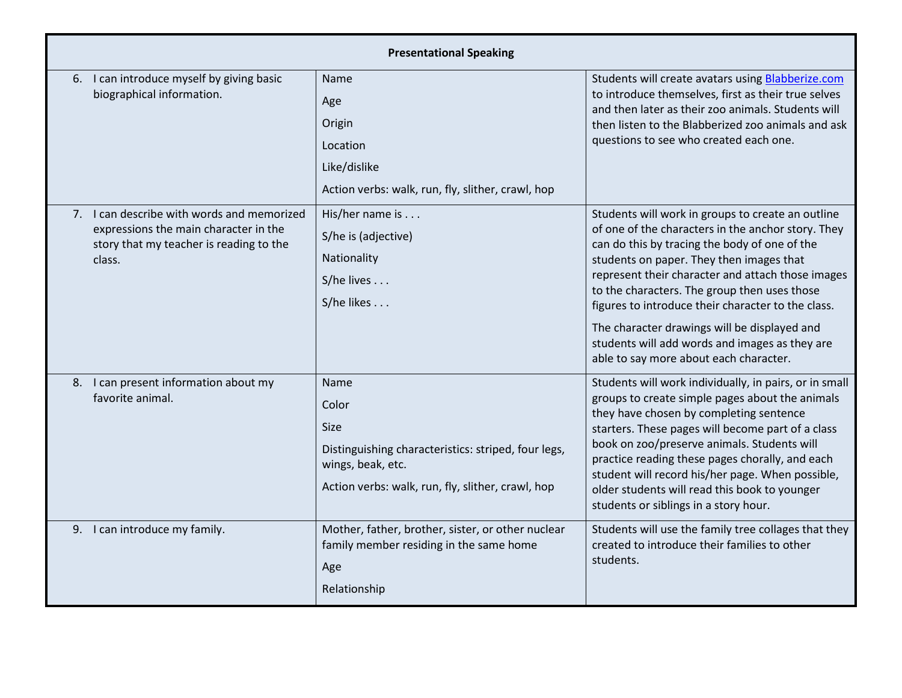| Presentational Speaking | | |
|---|---|---|
| 6. I can introduce myself by giving basic biographical information. | Name<br>Age<br>Origin<br>Location<br>Like/dislike<br>Action verbs: walk, run, fly, slither, crawl, hop | Students will create avatars using [Blabberize.com](Blabberize.com) to introduce themselves, first as their true selves and then later as their zoo animals. Students will then listen to the Blabberized zoo animals and ask questions to see who created each one. |
| 7. I can describe with words and memorized expressions the main character in the story that my teacher is reading to the class. | His/her name is . . .<br>S/he is (adjective)<br>Nationality<br>S/he lives . . .<br>S/he likes . . . | Students will work in groups to create an outline of one of the characters in the anchor story. They can do this by tracing the body of one of the students on paper. They then images that represent their character and attach those images to the characters. The group then uses those figures to introduce their character to the class.<br>The character drawings will be displayed and students will add words and images as they are able to say more about each character. |
| 8. I can present information about my favorite animal. | Name<br>Color<br>Size<br>Distinguishing characteristics: striped, four legs, wings, beak, etc.<br>Action verbs: walk, run, fly, slither, crawl, hop | Students will work individually, in pairs, or in small groups to create simple pages about the animals they have chosen by completing sentence starters. These pages will become part of a class book on zoo/preserve animals. Students will practice reading these pages chorally, and each student will record his/her page. When possible, older students will read this book to younger students or siblings in a story hour. |
| 9. I can introduce my family. | Mother, father, brother, sister, or other nuclear family member residing in the same home<br>Age<br>Relationship | Students will use the family tree collages that they created to introduce their families to other students. |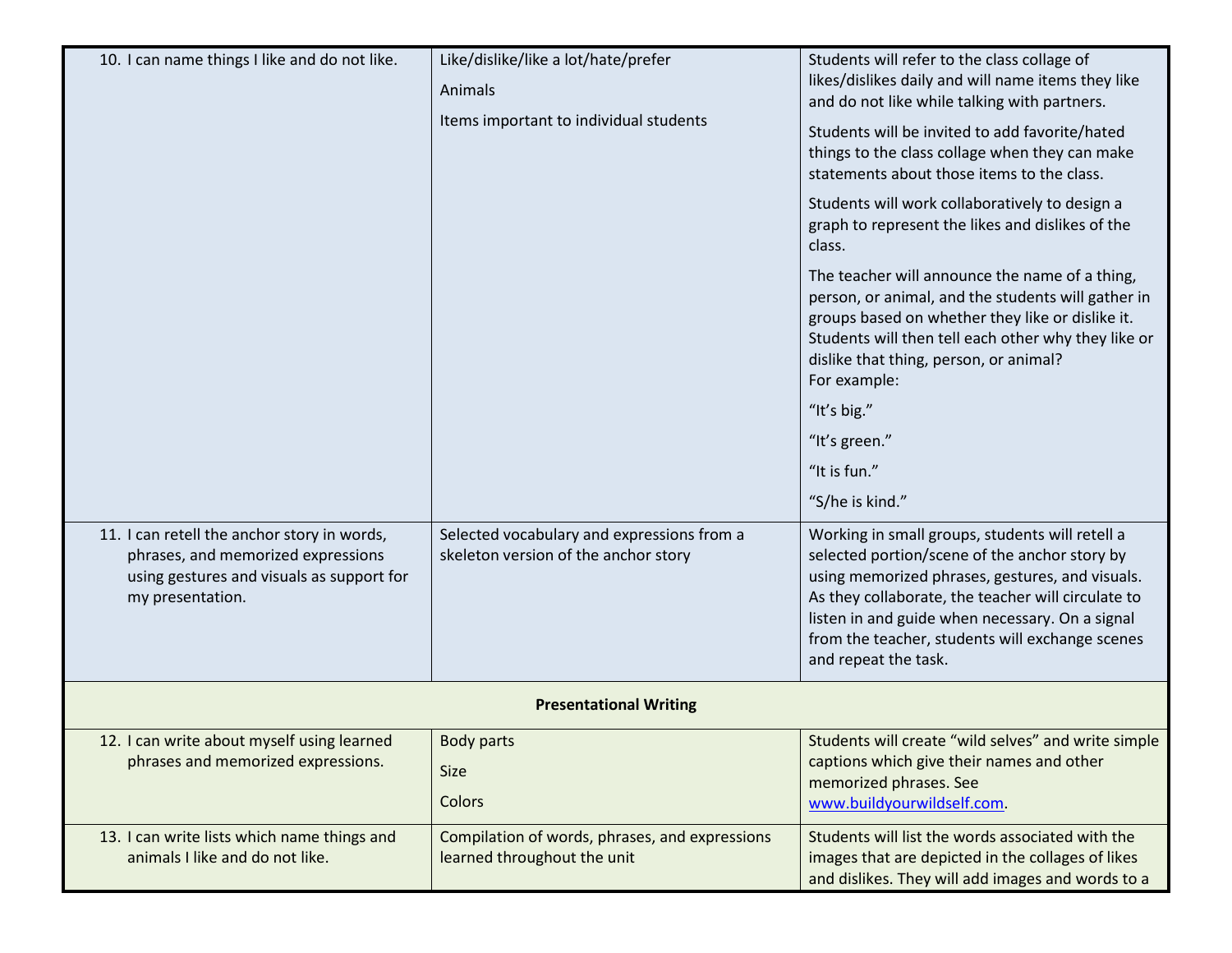| | | |
|---|---|---|
| 10. I can name things I like and do not like. | Like/dislike/like a lot/hate/prefer<br><br>Animals<br><br>Items important to individual students | Students will refer to the class collage of likes/dislikes daily and will name items they like and do not like while talking with partners.<br><br>Students will be invited to add favorite/hated things to the class collage when they can make statements about those items to the class.<br><br>Students will work collaboratively to design a graph to represent the likes and dislikes of the class.<br><br>The teacher will announce the name of a thing, person, or animal, and the students will gather in groups based on whether they like or dislike it. Students will then tell each other why they like or dislike that thing, person, or animal?<br>For example:<br><br>"It's big."<br><br>"It's green."<br><br>"It is fun."<br><br>"S/he is kind." |
| 11. I can retell the anchor story in words, phrases, and memorized expressions using gestures and visuals as support for my presentation. | Selected vocabulary and expressions from a skeleton version of the anchor story | Working in small groups, students will retell a selected portion/scene of the anchor story by using memorized phrases, gestures, and visuals. As they collaborate, the teacher will circulate to listen in and guide when necessary. On a signal from the teacher, students will exchange scenes and repeat the task. |
| **Presentational Writing** | | |
| 12. I can write about myself using learned phrases and memorized expressions. | Body parts<br><br>Size<br><br>Colors | Students will create "wild selves" and write simple captions which give their names and other memorized phrases. See [www.buildyourwildself.com](http://www.buildyourwildself.com). |
| 13. I can write lists which name things and animals I like and do not like. | Compilation of words, phrases, and expressions learned throughout the unit | Students will list the words associated with the images that are depicted in the collages of likes and dislikes. They will add images and words to a |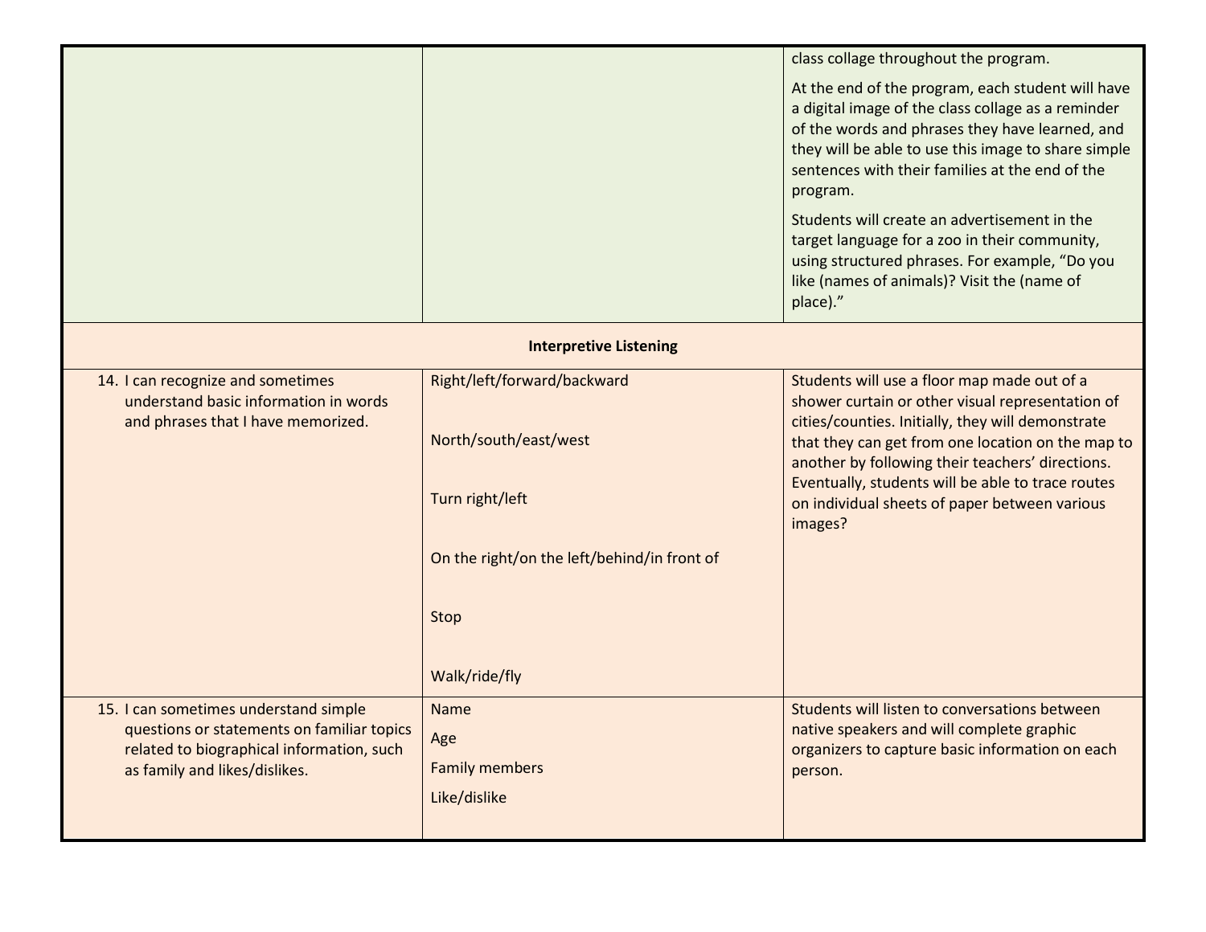| | | |
|---|---|---|
| | | class collage throughout the program.<br><br>At the end of the program, each student will have a digital image of the class collage as a reminder of the words and phrases they have learned, and they will be able to use this image to share simple sentences with their families at the end of the program.<br><br>Students will create an advertisement in the target language for a zoo in their community, using structured phrases. For example, "Do you like (names of animals)? Visit the (name of place)." |
| **Interpretive Listening** | | |
| 14. I can recognize and sometimes understand basic information in words and phrases that I have memorized. | Right/left/forward/backward<br><br>North/south/east/west<br><br>Turn right/left<br><br>On the right/on the left/behind/in front of<br><br>Stop<br><br>Walk/ride/fly | Students will use a floor map made out of a shower curtain or other visual representation of cities/counties. Initially, they will demonstrate that they can get from one location on the map to another by following their teachers' directions. Eventually, students will be able to trace routes on individual sheets of paper between various images? |
| 15. I can sometimes understand simple questions or statements on familiar topics related to biographical information, such as family and likes/dislikes. | Name<br>Age<br>Family members<br>Like/dislike | Students will listen to conversations between native speakers and will complete graphic organizers to capture basic information on each person. |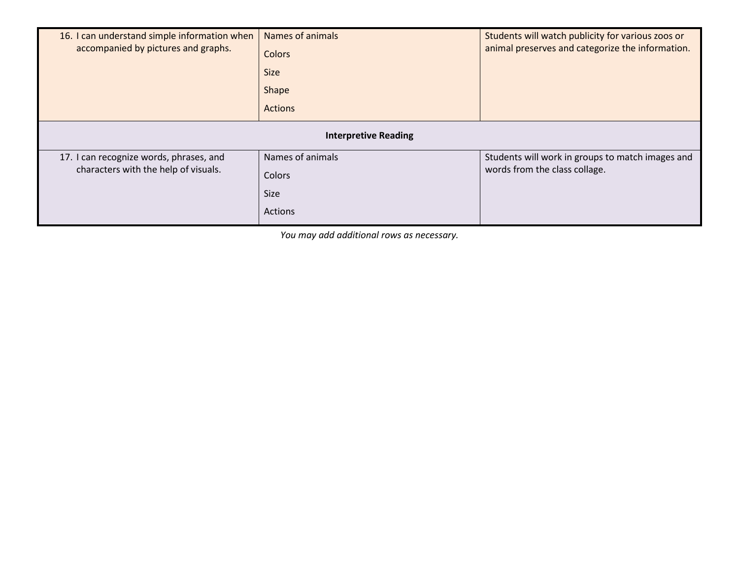| | | |
|---|---|---|
| 16. I can understand simple information when accompanied by pictures and graphs. | Names of animals<br>Colors<br>Size<br>Shape<br>Actions | Students will watch publicity for various zoos or animal preserves and categorize the information. |
| **Interpretive Reading** | | |
| 17. I can recognize words, phrases, and characters with the help of visuals. | Names of animals<br>Colors<br>Size<br>Actions | Students will work in groups to match images and words from the class collage. |

*You may add additional rows as necessary.*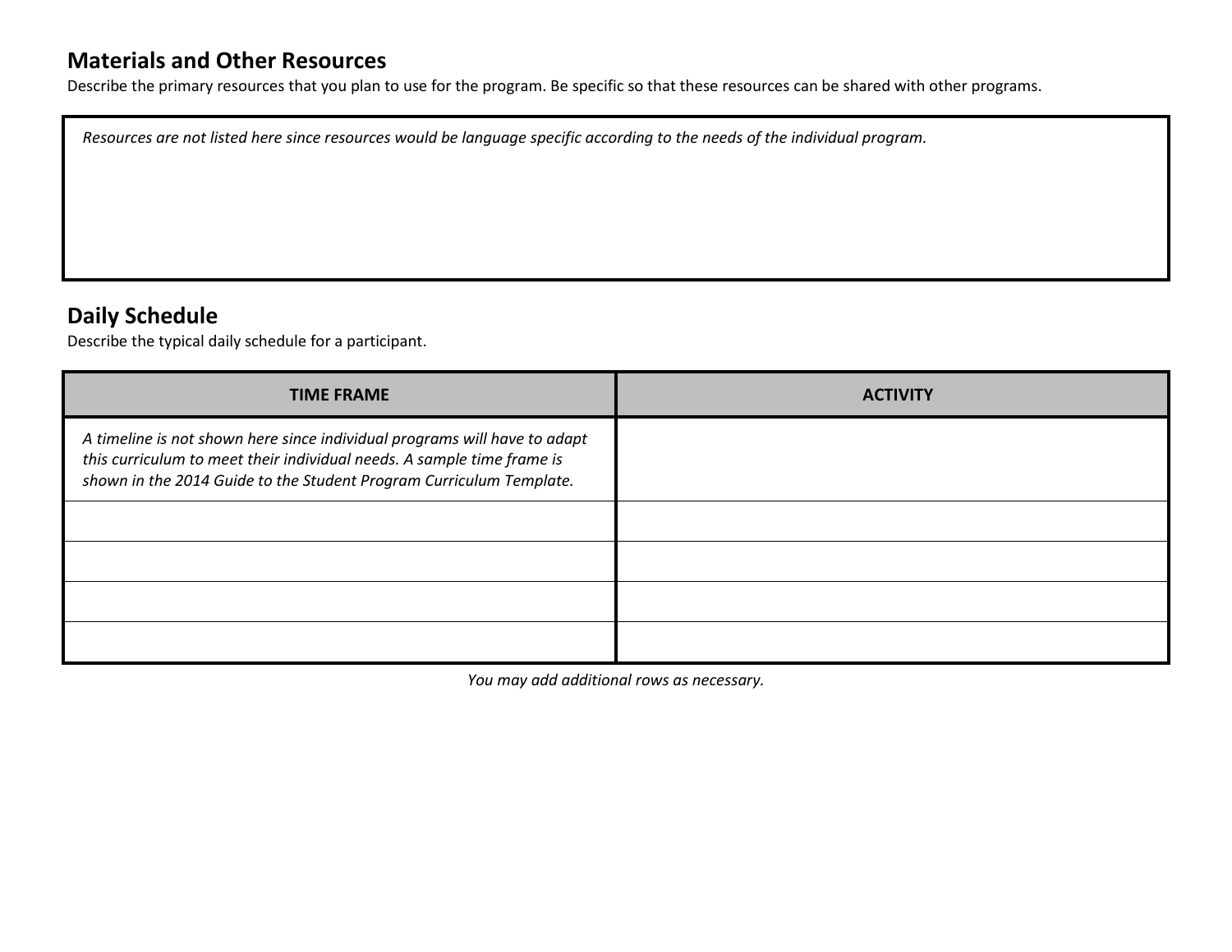## Materials and Other Resources

Describe the primary resources that you plan to use for the program. Be specific so that these resources can be shared with other programs.

| |
|---|
| *Resources are not listed here since resources would be language specific according to the needs of the individual program.* |

## Daily Schedule

Describe the typical daily schedule for a participant.

| TIME FRAME | ACTIVITY |
|---|---|
| *A timeline is not shown here since individual programs will have to adapt this curriculum to meet their individual needs. A sample time frame is shown in the 2014 Guide to the Student Program Curriculum Template.* | |
| | |
| | |
| | |
| | |

*You may add additional rows as necessary.*